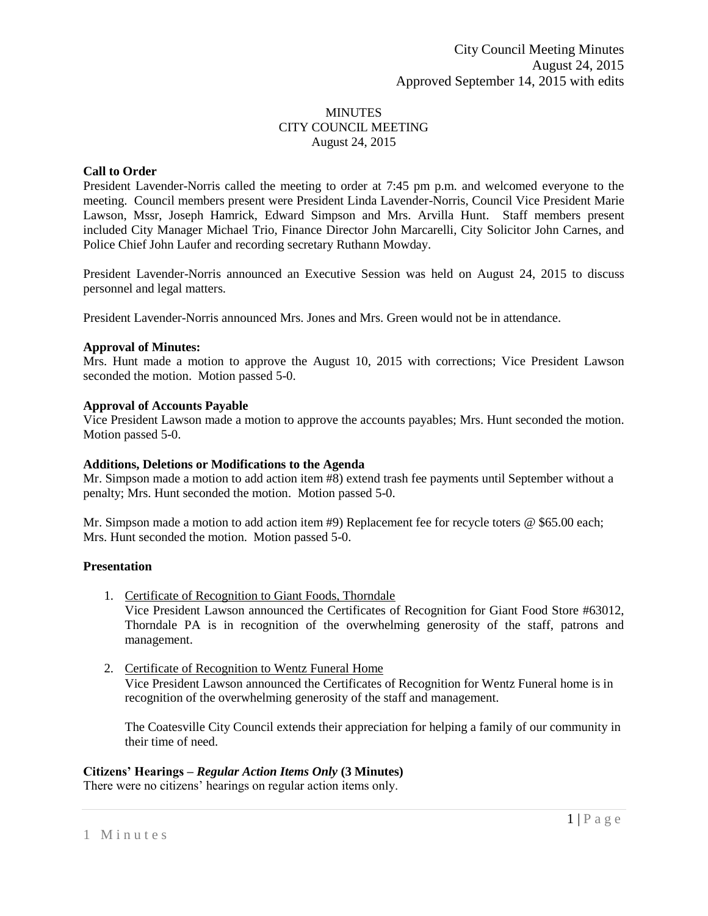City Council Meeting Minutes
August 24, 2015
Approved September 14, 2015 with edits

MINUTES
CITY COUNCIL MEETING
August 24, 2015

**Call to Order**

President Lavender-Norris called the meeting to order at 7:45 pm p.m. and welcomed everyone to the meeting. Council members present were President Linda Lavender-Norris, Council Vice President Marie Lawson, Mssr, Joseph Hamrick, Edward Simpson and Mrs. Arvilla Hunt. Staff members present included City Manager Michael Trio, Finance Director John Marcarelli, City Solicitor John Carnes, and Police Chief John Laufer and recording secretary Ruthann Mowday.

President Lavender-Norris announced an Executive Session was held on August 24, 2015 to discuss personnel and legal matters.

President Lavender-Norris announced Mrs. Jones and Mrs. Green would not be in attendance.

**Approval of Minutes:**

Mrs. Hunt made a motion to approve the August 10, 2015 with corrections; Vice President Lawson seconded the motion. Motion passed 5-0.

**Approval of Accounts Payable**

Vice President Lawson made a motion to approve the accounts payables; Mrs. Hunt seconded the motion. Motion passed 5-0.

**Additions, Deletions or Modifications to the Agenda**

Mr. Simpson made a motion to add action item #8) extend trash fee payments until September without a penalty; Mrs. Hunt seconded the motion. Motion passed 5-0.

Mr. Simpson made a motion to add action item #9) Replacement fee for recycle toters @ $65.00 each; Mrs. Hunt seconded the motion. Motion passed 5-0.

**Presentation**

1. Certificate of Recognition to Giant Foods, Thorndale
   Vice President Lawson announced the Certificates of Recognition for Giant Food Store #63012, Thorndale PA is in recognition of the overwhelming generosity of the staff, patrons and management.

2. Certificate of Recognition to Wentz Funeral Home
   Vice President Lawson announced the Certificates of Recognition for Wentz Funeral home is in recognition of the overwhelming generosity of the staff and management.

   The Coatesville City Council extends their appreciation for helping a family of our community in their time of need.

**Citizens' Hearings – *Regular Action Items Only* (3 Minutes)**

There were no citizens' hearings on regular action items only.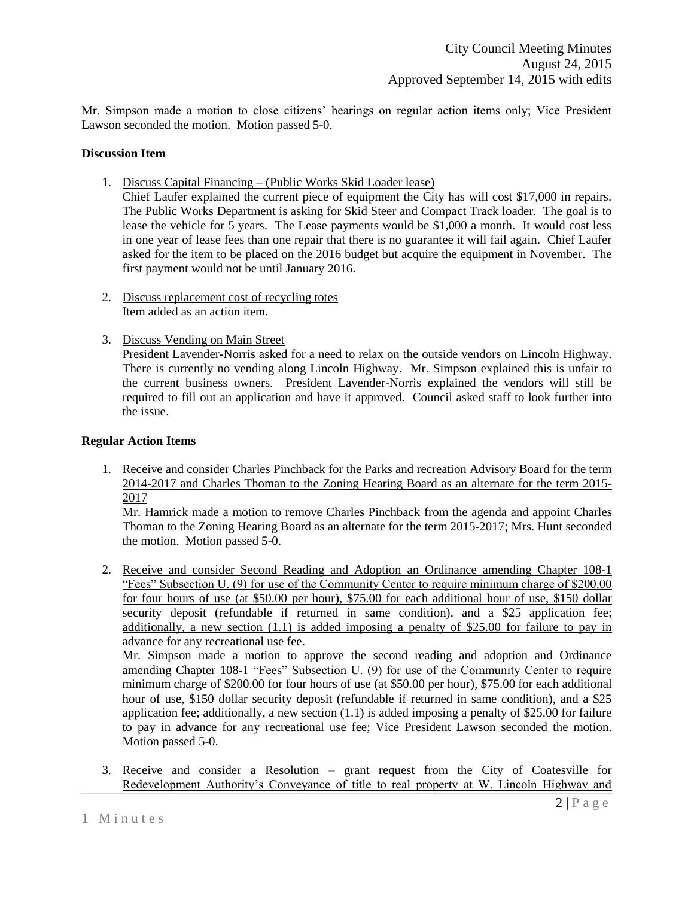Mr. Simpson made a motion to close citizens' hearings on regular action items only; Vice President Lawson seconded the motion. Motion passed 5-0.

**Discussion Item**

1. Discuss Capital Financing – (Public Works Skid Loader lease)
   Chief Laufer explained the current piece of equipment the City has will cost $17,000 in repairs. The Public Works Department is asking for Skid Steer and Compact Track loader. The goal is to lease the vehicle for 5 years. The Lease payments would be $1,000 a month. It would cost less in one year of lease fees than one repair that there is no guarantee it will fail again. Chief Laufer asked for the item to be placed on the 2016 budget but acquire the equipment in November. The first payment would not be until January 2016.

2. Discuss replacement cost of recycling totes
   Item added as an action item.

3. Discuss Vending on Main Street
   President Lavender-Norris asked for a need to relax on the outside vendors on Lincoln Highway. There is currently no vending along Lincoln Highway. Mr. Simpson explained this is unfair to the current business owners. President Lavender-Norris explained the vendors will still be required to fill out an application and have it approved. Council asked staff to look further into the issue.

**Regular Action Items**

1. Receive and consider Charles Pinchback for the Parks and recreation Advisory Board for the term 2014-2017 and Charles Thoman to the Zoning Hearing Board as an alternate for the term 2015-2017
   Mr. Hamrick made a motion to remove Charles Pinchback from the agenda and appoint Charles Thoman to the Zoning Hearing Board as an alternate for the term 2015-2017; Mrs. Hunt seconded the motion. Motion passed 5-0.

2. Receive and consider Second Reading and Adoption an Ordinance amending Chapter 108-1 "Fees" Subsection U. (9) for use of the Community Center to require minimum charge of $200.00 for four hours of use (at $50.00 per hour), $75.00 for each additional hour of use, $150 dollar security deposit (refundable if returned in same condition), and a $25 application fee; additionally, a new section (1.1) is added imposing a penalty of $25.00 for failure to pay in advance for any recreational use fee.
   Mr. Simpson made a motion to approve the second reading and adoption and Ordinance amending Chapter 108-1 "Fees" Subsection U. (9) for use of the Community Center to require minimum charge of $200.00 for four hours of use (at $50.00 per hour), $75.00 for each additional hour of use, $150 dollar security deposit (refundable if returned in same condition), and a $25 application fee; additionally, a new section (1.1) is added imposing a penalty of $25.00 for failure to pay in advance for any recreational use fee; Vice President Lawson seconded the motion. Motion passed 5-0.

3. Receive and consider a Resolution – grant request from the City of Coatesville for Redevelopment Authority's Conveyance of title to real property at W. Lincoln Highway and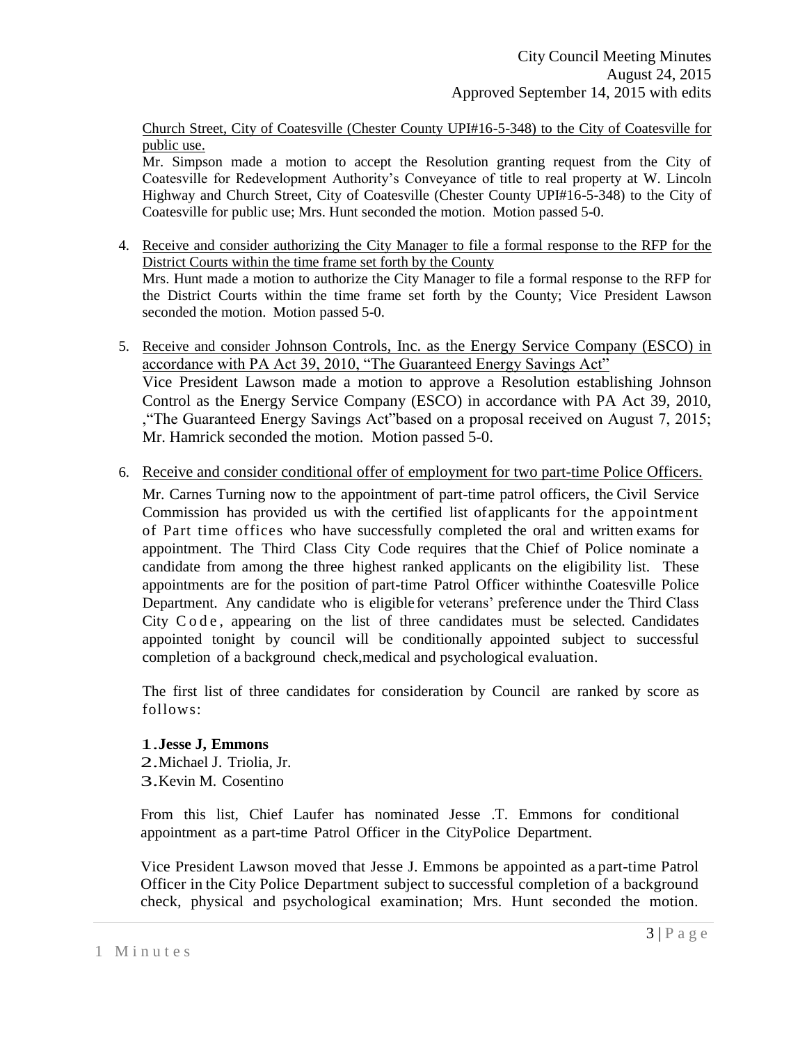Church Street, City of Coatesville (Chester County UPI#16-5-348) to the City of Coatesville for public use.

Mr. Simpson made a motion to accept the Resolution granting request from the City of Coatesville for Redevelopment Authority's Conveyance of title to real property at W. Lincoln Highway and Church Street, City of Coatesville (Chester County UPI#16-5-348) to the City of Coatesville for public use; Mrs. Hunt seconded the motion. Motion passed 5-0.

4. Receive and consider authorizing the City Manager to file a formal response to the RFP for the District Courts within the time frame set forth by the County

   Mrs. Hunt made a motion to authorize the City Manager to file a formal response to the RFP for the District Courts within the time frame set forth by the County; Vice President Lawson seconded the motion. Motion passed 5-0.

5. Receive and consider Johnson Controls, Inc. as the Energy Service Company (ESCO) in accordance with PA Act 39, 2010, "The Guaranteed Energy Savings Act"

   Vice President Lawson made a motion to approve a Resolution establishing Johnson Control as the Energy Service Company (ESCO) in accordance with PA Act 39, 2010, ,"The Guaranteed Energy Savings Act"based on a proposal received on August 7, 2015; Mr. Hamrick seconded the motion. Motion passed 5-0.

6. Receive and consider conditional offer of employment for two part-time Police Officers.

   Mr. Carnes Turning now to the appointment of part-time patrol officers, the Civil Service Commission has provided us with the certified list ofapplicants for the appointment of Part time offices who have successfully completed the oral and written exams for appointment. The Third Class City Code requires that the Chief of Police nominate a candidate from among the three highest ranked applicants on the eligibility list. These appointments are for the position of part-time Patrol Officer withinthe Coatesville Police Department. Any candidate who is eligible for veterans' preference under the Third Class City Code, appearing on the list of three candidates must be selected. Candidates appointed tonight by council will be conditionally appointed subject to successful completion of a background check,medical and psychological evaluation.

   The first list of three candidates for consideration by Council are ranked by score as follows:

   1. **Jesse J, Emmons**
   2. Michael J. Triolia, Jr.
   3. Kevin M. Cosentino

   From this list, Chief Laufer has nominated Jesse .T. Emmons for conditional appointment as a part-time Patrol Officer in the CityPolice Department.

   Vice President Lawson moved that Jesse J. Emmons be appointed as a part-time Patrol Officer in the City Police Department subject to successful completion of a background check, physical and psychological examination; Mrs. Hunt seconded the motion.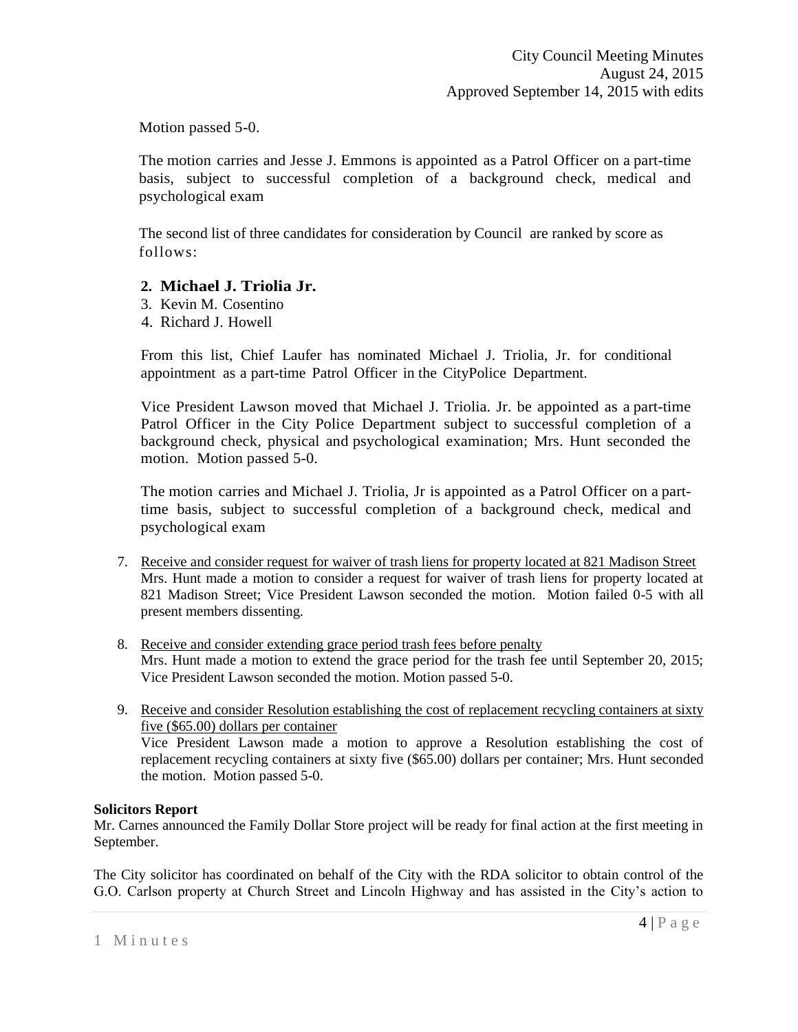Motion passed 5-0.

The motion carries and Jesse J. Emmons is appointed as a Patrol Officer on a part-time basis, subject to successful completion of a background check, medical and psychological exam

The second list of three candidates for consideration by Council are ranked by score as follows:

2. **Michael J. Triolia Jr.**
3. Kevin M. Cosentino
4. Richard J. Howell

From this list, Chief Laufer has nominated Michael J. Triolia, Jr. for conditional appointment as a part-time Patrol Officer in the CityPolice Department.

Vice President Lawson moved that Michael J. Triolia. Jr. be appointed as a part-time Patrol Officer in the City Police Department subject to successful completion of a background check, physical and psychological examination; Mrs. Hunt seconded the motion. Motion passed 5-0.

The motion carries and Michael J. Triolia, Jr is appointed as a Patrol Officer on a part-time basis, subject to successful completion of a background check, medical and psychological exam

7. Receive and consider request for waiver of trash liens for property located at 821 Madison Street
   Mrs. Hunt made a motion to consider a request for waiver of trash liens for property located at 821 Madison Street; Vice President Lawson seconded the motion. Motion failed 0-5 with all present members dissenting.

8. Receive and consider extending grace period trash fees before penalty
   Mrs. Hunt made a motion to extend the grace period for the trash fee until September 20, 2015; Vice President Lawson seconded the motion. Motion passed 5-0.

9. Receive and consider Resolution establishing the cost of replacement recycling containers at sixty five ($65.00) dollars per container
   Vice President Lawson made a motion to approve a Resolution establishing the cost of replacement recycling containers at sixty five ($65.00) dollars per container; Mrs. Hunt seconded the motion. Motion passed 5-0.

**Solicitors Report**

Mr. Carnes announced the Family Dollar Store project will be ready for final action at the first meeting in September.

The City solicitor has coordinated on behalf of the City with the RDA solicitor to obtain control of the G.O. Carlson property at Church Street and Lincoln Highway and has assisted in the City's action to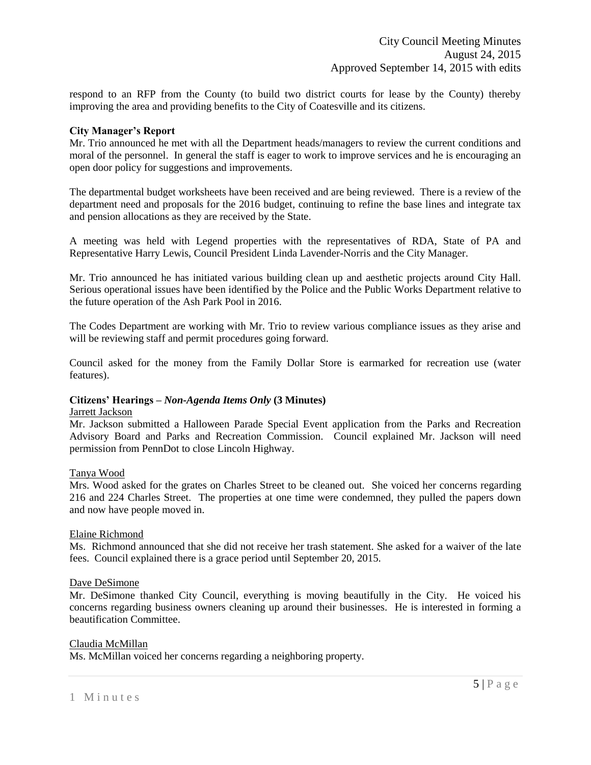respond to an RFP from the County (to build two district courts for lease by the County) thereby improving the area and providing benefits to the City of Coatesville and its citizens.

**City Manager's Report**

Mr. Trio announced he met with all the Department heads/managers to review the current conditions and moral of the personnel. In general the staff is eager to work to improve services and he is encouraging an open door policy for suggestions and improvements.

The departmental budget worksheets have been received and are being reviewed. There is a review of the department need and proposals for the 2016 budget, continuing to refine the base lines and integrate tax and pension allocations as they are received by the State.

A meeting was held with Legend properties with the representatives of RDA, State of PA and Representative Harry Lewis, Council President Linda Lavender-Norris and the City Manager.

Mr. Trio announced he has initiated various building clean up and aesthetic projects around City Hall. Serious operational issues have been identified by the Police and the Public Works Department relative to the future operation of the Ash Park Pool in 2016.

The Codes Department are working with Mr. Trio to review various compliance issues as they arise and will be reviewing staff and permit procedures going forward.

Council asked for the money from the Family Dollar Store is earmarked for recreation use (water features).

**Citizens' Hearings –** ***Non-Agenda Items Only*** **(3 Minutes)**

Jarrett Jackson

Mr. Jackson submitted a Halloween Parade Special Event application from the Parks and Recreation Advisory Board and Parks and Recreation Commission. Council explained Mr. Jackson will need permission from PennDot to close Lincoln Highway.

Tanya Wood

Mrs. Wood asked for the grates on Charles Street to be cleaned out. She voiced her concerns regarding 216 and 224 Charles Street. The properties at one time were condemned, they pulled the papers down and now have people moved in.

Elaine Richmond

Ms. Richmond announced that she did not receive her trash statement. She asked for a waiver of the late fees. Council explained there is a grace period until September 20, 2015.

Dave DeSimone

Mr. DeSimone thanked City Council, everything is moving beautifully in the City. He voiced his concerns regarding business owners cleaning up around their businesses. He is interested in forming a beautification Committee.

Claudia McMillan

Ms. McMillan voiced her concerns regarding a neighboring property.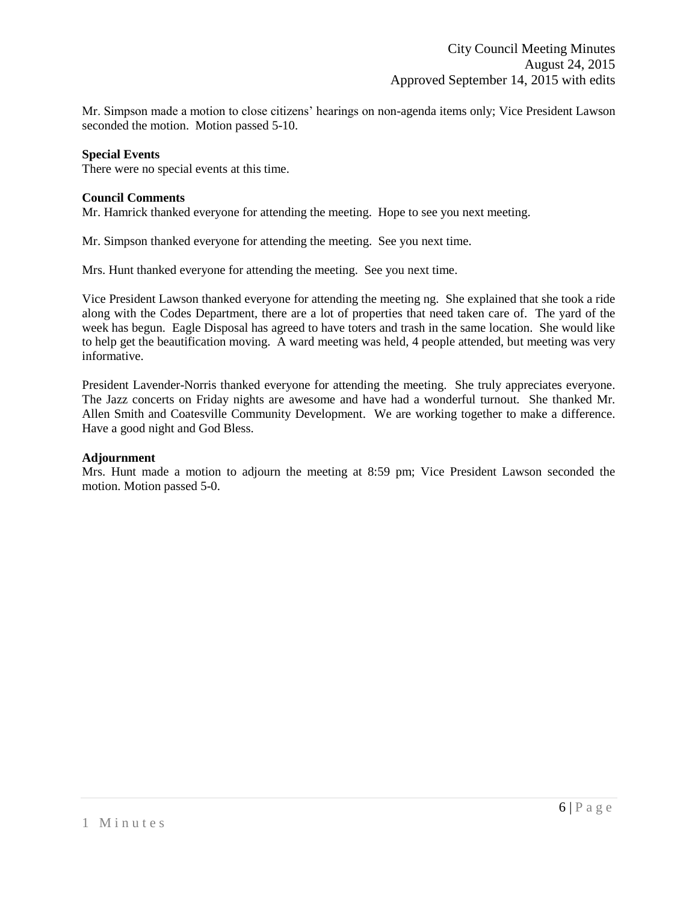Mr. Simpson made a motion to close citizens' hearings on non-agenda items only; Vice President Lawson seconded the motion. Motion passed 5-10.

**Special Events**

There were no special events at this time.

**Council Comments**

Mr. Hamrick thanked everyone for attending the meeting. Hope to see you next meeting.

Mr. Simpson thanked everyone for attending the meeting. See you next time.

Mrs. Hunt thanked everyone for attending the meeting. See you next time.

Vice President Lawson thanked everyone for attending the meeting ng. She explained that she took a ride along with the Codes Department, there are a lot of properties that need taken care of. The yard of the week has begun. Eagle Disposal has agreed to have toters and trash in the same location. She would like to help get the beautification moving. A ward meeting was held, 4 people attended, but meeting was very informative.

President Lavender-Norris thanked everyone for attending the meeting. She truly appreciates everyone. The Jazz concerts on Friday nights are awesome and have had a wonderful turnout. She thanked Mr. Allen Smith and Coatesville Community Development. We are working together to make a difference. Have a good night and God Bless.

**Adjournment**

Mrs. Hunt made a motion to adjourn the meeting at 8:59 pm; Vice President Lawson seconded the motion. Motion passed 5-0.